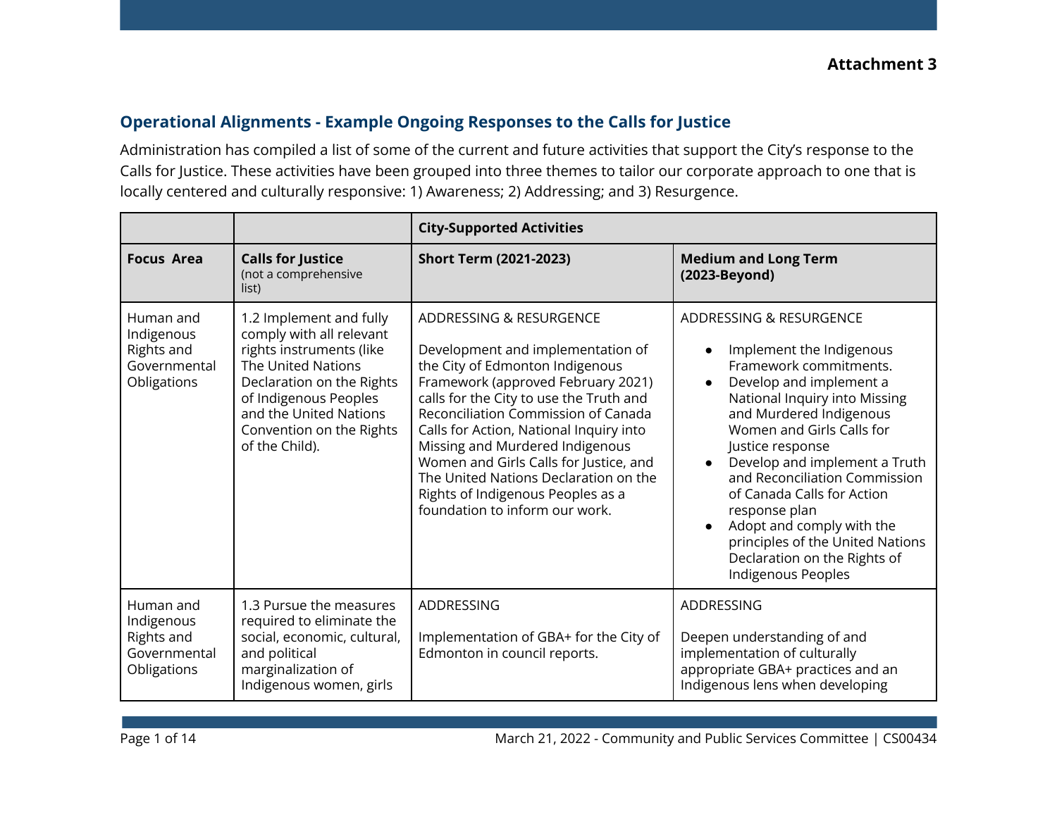**Attachment 3**

## Operational Alignments - Example Ongoing Responses to the Calls for Justice

Administration has compiled a list of some of the current and future activities that support the City's response to the Calls for Justice. These activities have been grouped into three themes to tailor our corporate approach to one that is locally centered and culturally responsive: 1) Awareness; 2) Addressing; and 3) Resurgence.

| | | **City-Supported Activities** | |
|---|---|---|---|
| **Focus Area** | **Calls for Justice** (not a comprehensive list) | **Short Term (2021-2023)** | **Medium and Long Term (2023-Beyond)** |
| Human and Indigenous Rights and Governmental Obligations | 1.2 Implement and fully comply with all relevant rights instruments (like The United Nations Declaration on the Rights of Indigenous Peoples and the United Nations Convention on the Rights of the Child). | ADDRESSING & RESURGENCE<br><br>Development and implementation of the City of Edmonton Indigenous Framework (approved February 2021) calls for the City to use the Truth and Reconciliation Commission of Canada Calls for Action, National Inquiry into Missing and Murdered Indigenous Women and Girls Calls for Justice, and The United Nations Declaration on the Rights of Indigenous Peoples as a foundation to inform our work. | ADDRESSING & RESURGENCE<br><br>• Implement the Indigenous Framework commitments.<br>• Develop and implement a National Inquiry into Missing and Murdered Indigenous Women and Girls Calls for Justice response<br>• Develop and implement a Truth and Reconciliation Commission of Canada Calls for Action response plan<br>• Adopt and comply with the principles of the United Nations Declaration on the Rights of Indigenous Peoples |
| Human and Indigenous Rights and Governmental Obligations | 1.3 Pursue the measures required to eliminate the social, economic, cultural, and political marginalization of Indigenous women, girls | ADDRESSING<br><br>Implementation of GBA+ for the City of Edmonton in council reports. | ADDRESSING<br><br>Deepen understanding of and implementation of culturally appropriate GBA+ practices and an Indigenous lens when developing |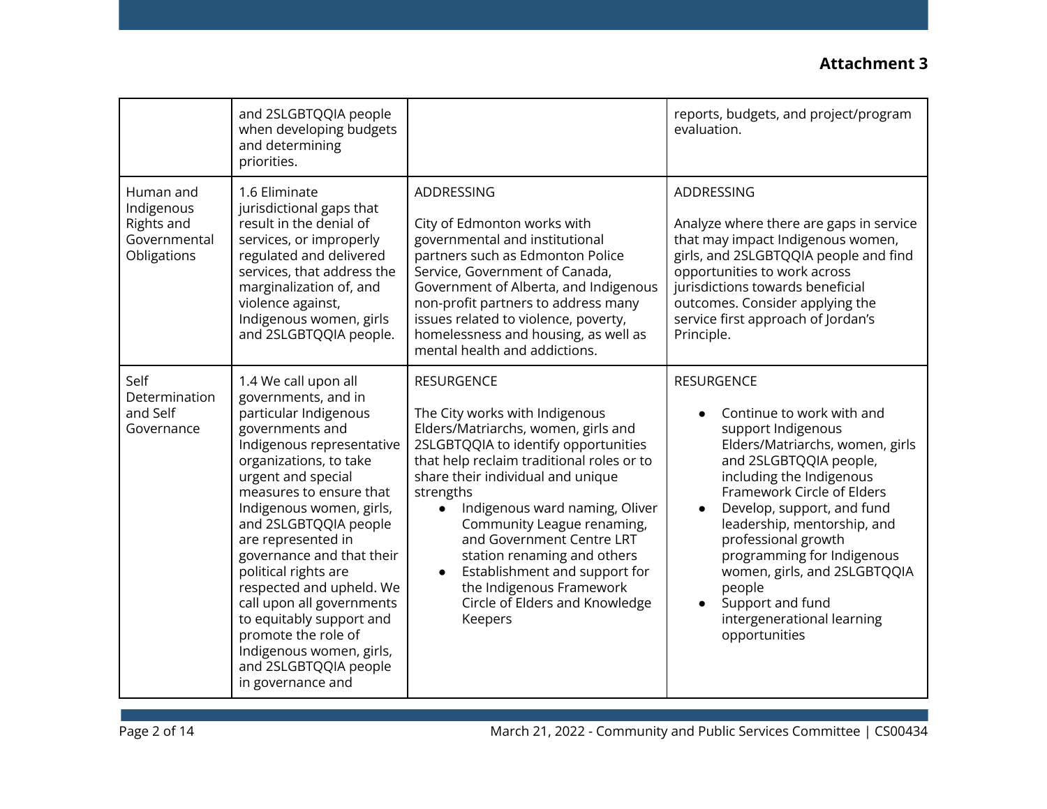**Attachment 3**

| | | | |
|---|---|---|---|
| | and 2SLGBTQQIA people when developing budgets and determining priorities. | | reports, budgets, and project/program evaluation. |
| Human and Indigenous Rights and Governmental Obligations | 1.6 Eliminate jurisdictional gaps that result in the denial of services, or improperly regulated and delivered services, that address the marginalization of, and violence against, Indigenous women, girls and 2SLGBTQQIA people. | ADDRESSING<br><br>City of Edmonton works with governmental and institutional partners such as Edmonton Police Service, Government of Canada, Government of Alberta, and Indigenous non-profit partners to address many issues related to violence, poverty, homelessness and housing, as well as mental health and addictions. | ADDRESSING<br><br>Analyze where there are gaps in service that may impact Indigenous women, girls, and 2SLGBTQQIA people and find opportunities to work across jurisdictions towards beneficial outcomes. Consider applying the service first approach of Jordan's Principle. |
| Self Determination and Self Governance | 1.4 We call upon all governments, and in particular Indigenous governments and Indigenous representative organizations, to take urgent and special measures to ensure that Indigenous women, girls, and 2SLGBTQQIA people are represented in governance and that their political rights are respected and upheld. We call upon all governments to equitably support and promote the role of Indigenous women, girls, and 2SLGBTQQIA people in governance and | RESURGENCE<br><br>The City works with Indigenous Elders/Matriarchs, women, girls and 2SLGBTQQIA to identify opportunities that help reclaim traditional roles or to share their individual and unique strengths<br>• Indigenous ward naming, Oliver Community League renaming, and Government Centre LRT station renaming and others<br>• Establishment and support for the Indigenous Framework Circle of Elders and Knowledge Keepers | RESURGENCE<br><br>• Continue to work with and support Indigenous Elders/Matriarchs, women, girls and 2SLGBTQQIA people, including the Indigenous Framework Circle of Elders<br>• Develop, support, and fund leadership, mentorship, and professional growth programming for Indigenous women, girls, and 2SLGBTQQIA people<br>• Support and fund intergenerational learning opportunities |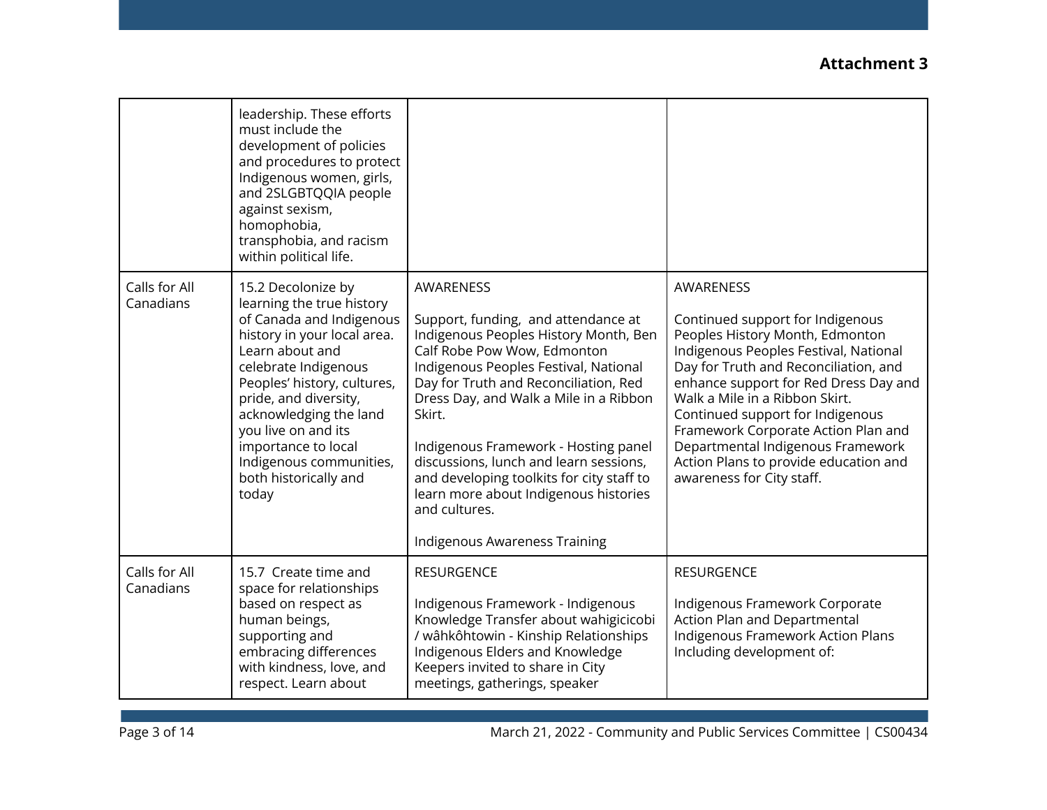**Attachment 3**

| | | | |
|---|---|---|---|
| | leadership. These efforts must include the development of policies and procedures to protect Indigenous women, girls, and 2SLGBTQQIA people against sexism, homophobia, transphobia, and racism within political life. | | |
| Calls for All Canadians | 15.2 Decolonize by learning the true history of Canada and Indigenous history in your local area. Learn about and celebrate Indigenous Peoples' history, cultures, pride, and diversity, acknowledging the land you live on and its importance to local Indigenous communities, both historically and today | AWARENESS<br><br>Support, funding, and attendance at Indigenous Peoples History Month, Ben Calf Robe Pow Wow, Edmonton Indigenous Peoples Festival, National Day for Truth and Reconciliation, Red Dress Day, and Walk a Mile in a Ribbon Skirt.<br><br>Indigenous Framework - Hosting panel discussions, lunch and learn sessions, and developing toolkits for city staff to learn more about Indigenous histories and cultures.<br><br>Indigenous Awareness Training | AWARENESS<br><br>Continued support for Indigenous Peoples History Month, Edmonton Indigenous Peoples Festival, National Day for Truth and Reconciliation, and enhance support for Red Dress Day and Walk a Mile in a Ribbon Skirt.<br>Continued support for Indigenous Framework Corporate Action Plan and Departmental Indigenous Framework Action Plans to provide education and awareness for City staff. |
| Calls for All Canadians | 15.7 Create time and space for relationships based on respect as human beings, supporting and embracing differences with kindness, love, and respect. Learn about | RESURGENCE<br><br>Indigenous Framework - Indigenous Knowledge Transfer about wahigicicobi / wâhkôhtowin - Kinship Relationships Indigenous Elders and Knowledge Keepers invited to share in City meetings, gatherings, speaker | RESURGENCE<br><br>Indigenous Framework Corporate Action Plan and Departmental Indigenous Framework Action Plans Including development of: |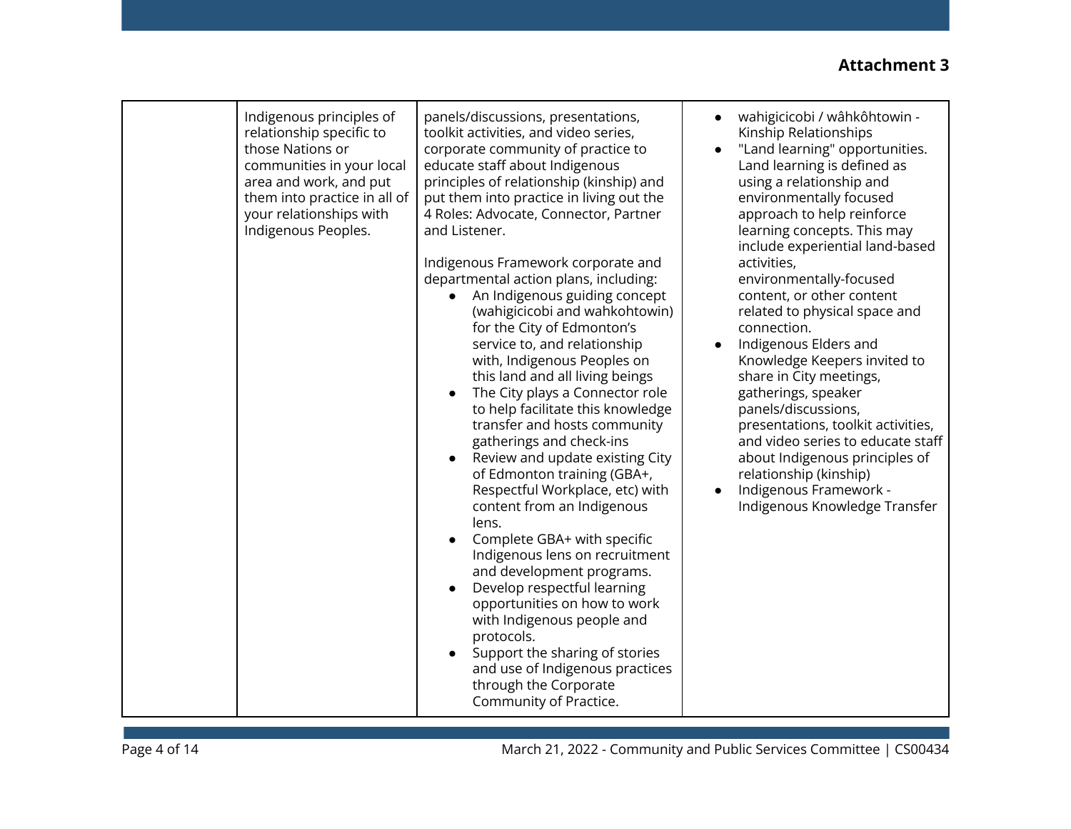**Attachment 3**

| | | | |
|---|---|---|---|
| | Indigenous principles of relationship specific to those Nations or communities in your local area and work, and put them into practice in all of your relationships with Indigenous Peoples. | panels/discussions, presentations, toolkit activities, and video series, corporate community of practice to educate staff about Indigenous principles of relationship (kinship) and put them into practice in living out the 4 Roles: Advocate, Connector, Partner and Listener.<br><br>Indigenous Framework corporate and departmental action plans, including:<br>● An Indigenous guiding concept (wahigicicobi and wahkohtowin) for the City of Edmonton's service to, and relationship with, Indigenous Peoples on this land and all living beings<br>● The City plays a Connector role to help facilitate this knowledge transfer and hosts community gatherings and check-ins<br>● Review and update existing City of Edmonton training (GBA+, Respectful Workplace, etc) with content from an Indigenous lens.<br>● Complete GBA+ with specific Indigenous lens on recruitment and development programs.<br>● Develop respectful learning opportunities on how to work with Indigenous people and protocols.<br>● Support the sharing of stories and use of Indigenous practices through the Corporate Community of Practice. | ● wahigicicobi / wâhkôhtowin - Kinship Relationships<br>● "Land learning" opportunities. Land learning is defined as using a relationship and environmentally focused approach to help reinforce learning concepts. This may include experiential land-based activities, environmentally-focused content, or other content related to physical space and connection.<br>● Indigenous Elders and Knowledge Keepers invited to share in City meetings, gatherings, speaker panels/discussions, presentations, toolkit activities, and video series to educate staff about Indigenous principles of relationship (kinship)<br>● Indigenous Framework - Indigenous Knowledge Transfer |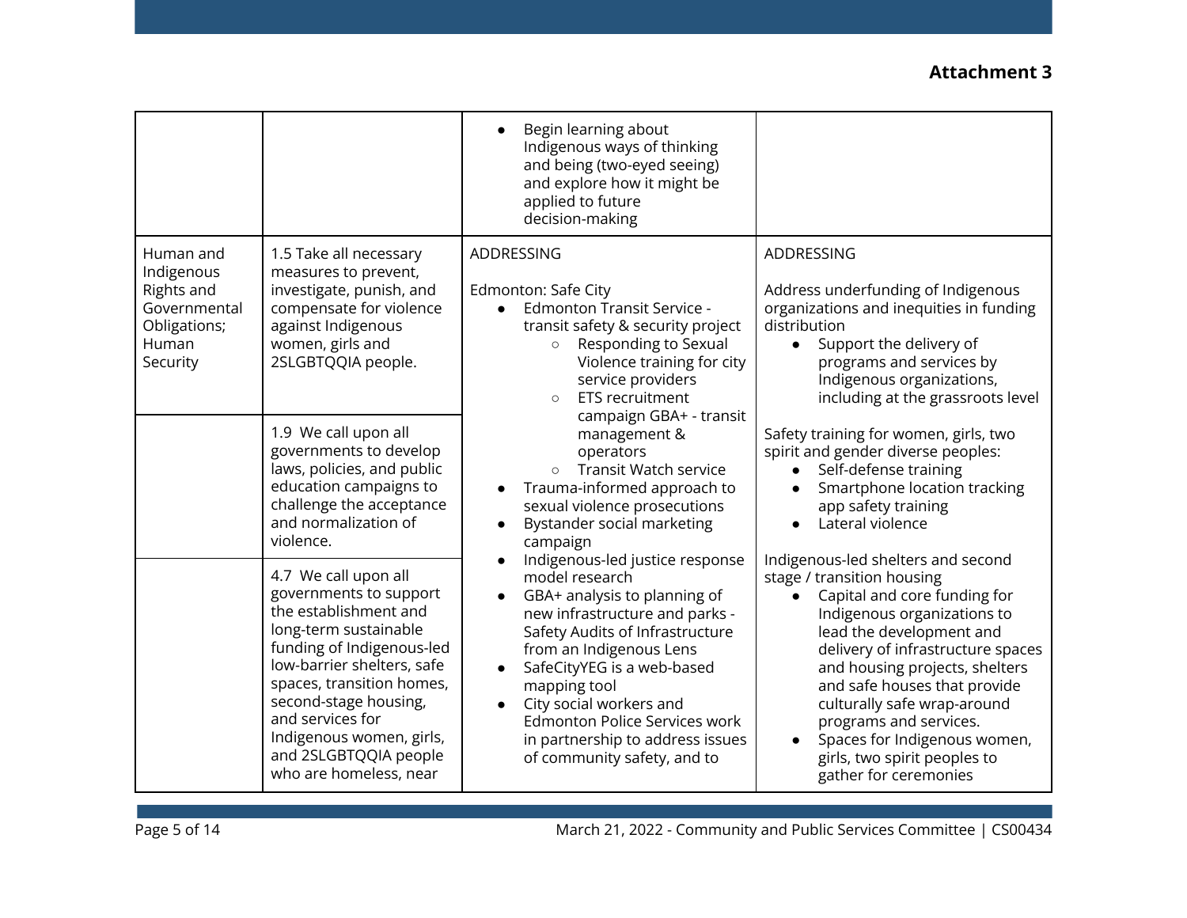**Attachment 3**

| | | | |
|---|---|---|---|
| | | • Begin learning about Indigenous ways of thinking and being (two-eyed seeing) and explore how it might be applied to future decision-making | |
| Human and Indigenous Rights and Governmental Obligations; Human Security | 1.5 Take all necessary measures to prevent, investigate, punish, and compensate for violence against Indigenous women, girls and 2SLGBTQQIA people. | ADDRESSING<br><br>Edmonton: Safe City<br>• Edmonton Transit Service - transit safety & security project<br>&nbsp;&nbsp;○ Responding to Sexual Violence training for city service providers<br>&nbsp;&nbsp;○ ETS recruitment campaign GBA+ - transit management & operators<br>&nbsp;&nbsp;○ Transit Watch service<br>• Trauma-informed approach to sexual violence prosecutions<br>• Bystander social marketing campaign<br>• Indigenous-led justice response model research<br>• GBA+ analysis to planning of new infrastructure and parks - Safety Audits of Infrastructure from an Indigenous Lens<br>• SafeCityYEG is a web-based mapping tool<br>• City social workers and Edmonton Police Services work in partnership to address issues of community safety, and to | ADDRESSING<br><br>Address underfunding of Indigenous organizations and inequities in funding distribution<br>• Support the delivery of programs and services by Indigenous organizations, including at the grassroots level<br><br>Safety training for women, girls, two spirit and gender diverse peoples:<br>• Self-defense training<br>• Smartphone location tracking app safety training<br>• Lateral violence<br><br>Indigenous-led shelters and second stage / transition housing<br>• Capital and core funding for Indigenous organizations to lead the development and delivery of infrastructure spaces and housing projects, shelters and safe houses that provide culturally safe wrap-around programs and services.<br>• Spaces for Indigenous women, girls, two spirit peoples to gather for ceremonies |
| | 1.9 We call upon all governments to develop laws, policies, and public education campaigns to challenge the acceptance and normalization of violence. | | |
| | 4.7 We call upon all governments to support the establishment and long-term sustainable funding of Indigenous-led low-barrier shelters, safe spaces, transition homes, second-stage housing, and services for Indigenous women, girls, and 2SLGBTQQIA people who are homeless, near | | |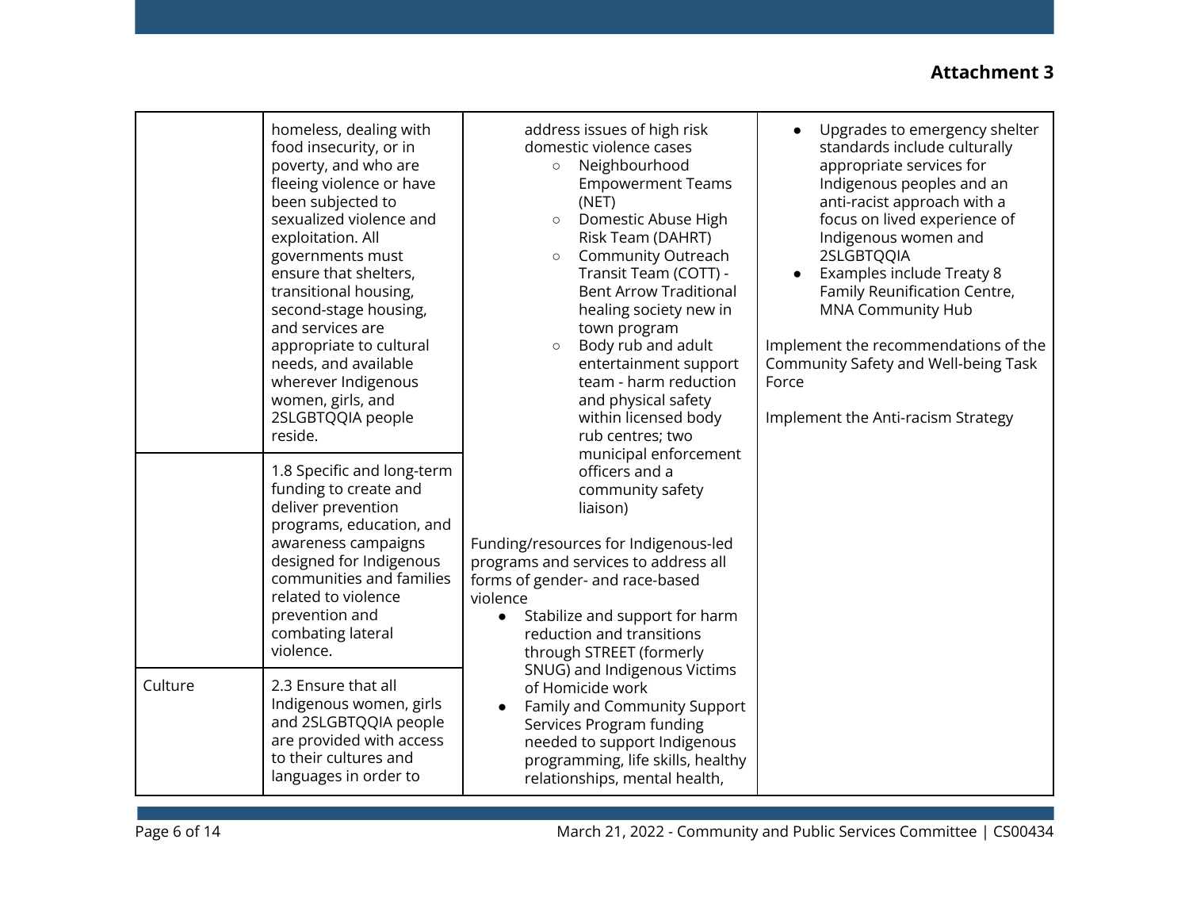**Attachment 3**

| | | | |
|---|---|---|---|
| | homeless, dealing with food insecurity, or in poverty, and who are fleeing violence or have been subjected to sexualized violence and exploitation. All governments must ensure that shelters, transitional housing, second-stage housing, and services are appropriate to cultural needs, and available wherever Indigenous women, girls, and 2SLGBTQQIA people reside. | address issues of high risk domestic violence cases<br>○ Neighbourhood Empowerment Teams (NET)<br>○ Domestic Abuse High Risk Team (DAHRT)<br>○ Community Outreach Transit Team (COTT) - Bent Arrow Traditional healing society new in town program<br>○ Body rub and adult entertainment support team - harm reduction and physical safety within licensed body rub centres; two municipal enforcement officers and a community safety liaison)<br><br>Funding/resources for Indigenous-led programs and services to address all forms of gender- and race-based violence<br>● Stabilize and support for harm reduction and transitions through STREET (formerly SNUG) and Indigenous Victims of Homicide work<br>● Family and Community Support Services Program funding needed to support Indigenous programming, life skills, healthy relationships, mental health, | ● Upgrades to emergency shelter standards include culturally appropriate services for Indigenous peoples and an anti-racist approach with a focus on lived experience of Indigenous women and 2SLGBTQQIA<br>● Examples include Treaty 8 Family Reunification Centre, MNA Community Hub<br><br>Implement the recommendations of the Community Safety and Well-being Task Force<br><br>Implement the Anti-racism Strategy |
| | 1.8 Specific and long-term funding to create and deliver prevention programs, education, and awareness campaigns designed for Indigenous communities and families related to violence prevention and combating lateral violence. | | |
| Culture | 2.3 Ensure that all Indigenous women, girls and 2SLGBTQQIA people are provided with access to their cultures and languages in order to | | |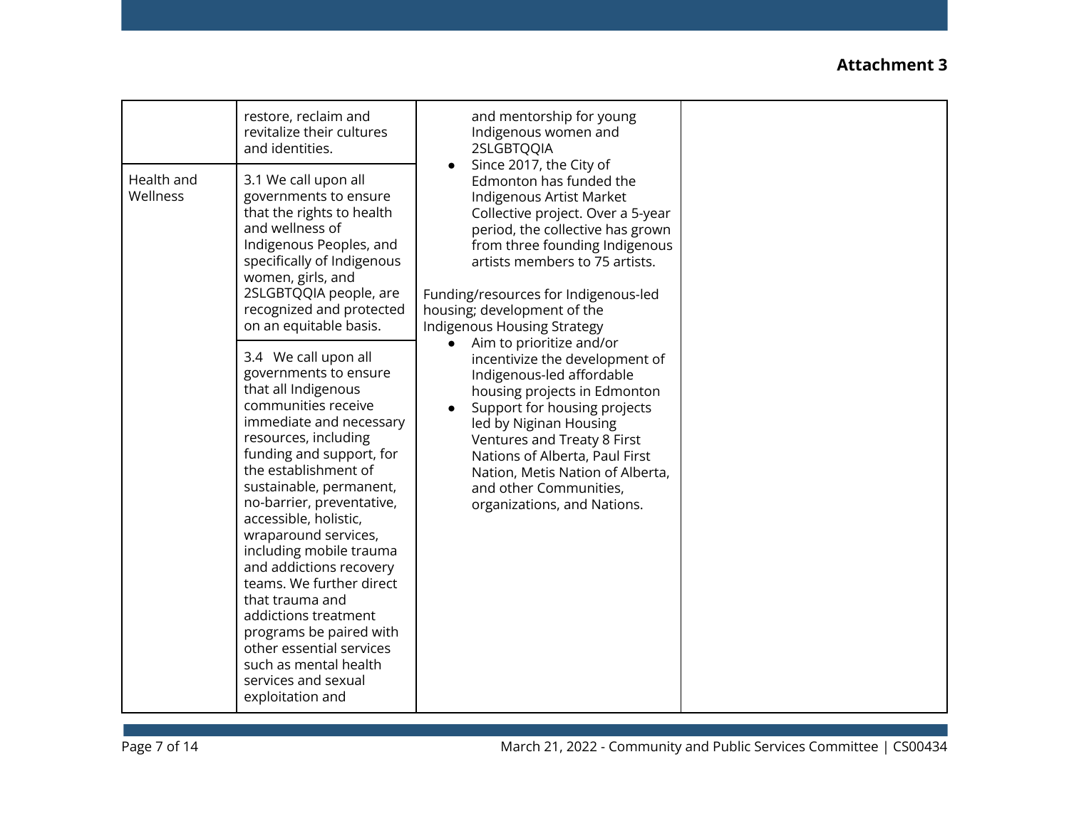**Attachment 3**

| | | | |
|---|---|---|---|
| | restore, reclaim and revitalize their cultures and identities. | and mentorship for young Indigenous women and 2SLGBTQQIA<br>● Since 2017, the City of Edmonton has funded the Indigenous Artist Market Collective project. Over a 5-year period, the collective has grown from three founding Indigenous artists members to 75 artists.<br><br>Funding/resources for Indigenous-led housing; development of the Indigenous Housing Strategy<br>● Aim to prioritize and/or incentivize the development of Indigenous-led affordable housing projects in Edmonton<br>● Support for housing projects led by Niginan Housing Ventures and Treaty 8 First Nations of Alberta, Paul First Nation, Metis Nation of Alberta, and other Communities, organizations, and Nations. | |
| Health and Wellness | 3.1 We call upon all governments to ensure that the rights to health and wellness of Indigenous Peoples, and specifically of Indigenous women, girls, and 2SLGBTQQIA people, are recognized and protected on an equitable basis. | | |
| | 3.4 We call upon all governments to ensure that all Indigenous communities receive immediate and necessary resources, including funding and support, for the establishment of sustainable, permanent, no-barrier, preventative, accessible, holistic, wraparound services, including mobile trauma and addictions recovery teams. We further direct that trauma and addictions treatment programs be paired with other essential services such as mental health services and sexual exploitation and | | |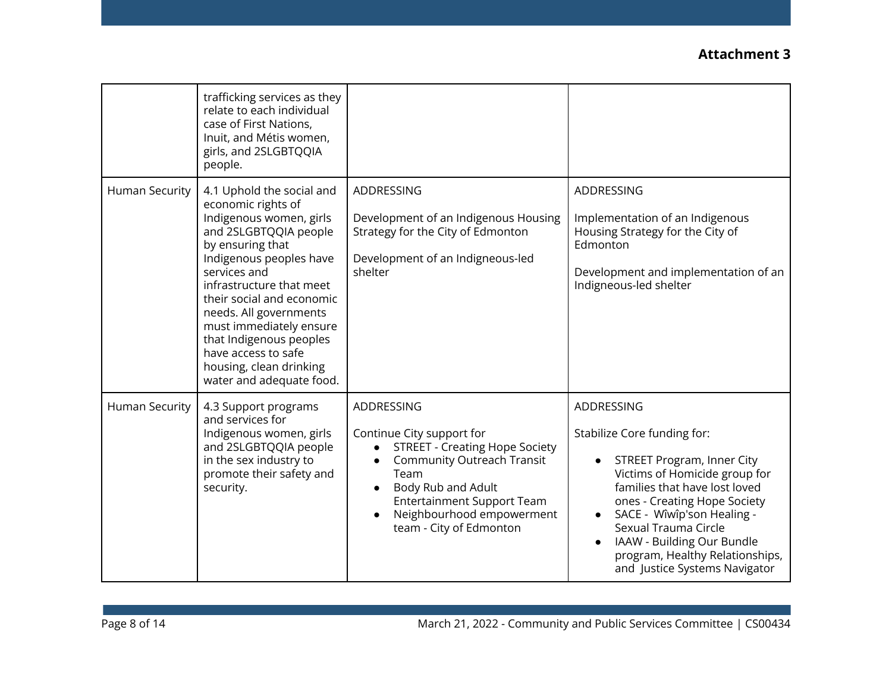**Attachment 3**

| | | | |
|---|---|---|---|
| | trafficking services as they relate to each individual case of First Nations, Inuit, and Métis women, girls, and 2SLGBTQQIA people. | | |
| Human Security | 4.1 Uphold the social and economic rights of Indigenous women, girls and 2SLGBTQQIA people by ensuring that Indigenous peoples have services and infrastructure that meet their social and economic needs. All governments must immediately ensure that Indigenous peoples have access to safe housing, clean drinking water and adequate food. | ADDRESSING<br><br>Development of an Indigenous Housing Strategy for the City of Edmonton<br><br>Development of an Indigneous-led shelter | ADDRESSING<br><br>Implementation of an Indigenous Housing Strategy for the City of Edmonton<br><br>Development and implementation of an Indigneous-led shelter |
| Human Security | 4.3 Support programs and services for Indigenous women, girls and 2SLGBTQQIA people in the sex industry to promote their safety and security. | ADDRESSING<br><br>Continue City support for<br>• STREET - Creating Hope Society<br>• Community Outreach Transit Team<br>• Body Rub and Adult Entertainment Support Team<br>• Neighbourhood empowerment team - City of Edmonton | ADDRESSING<br><br>Stabilize Core funding for:<br>• STREET Program, Inner City Victims of Homicide group for families that have lost loved ones - Creating Hope Society<br>• SACE - Wîwîp'son Healing - Sexual Trauma Circle<br>• IAAW - Building Our Bundle program, Healthy Relationships, and Justice Systems Navigator |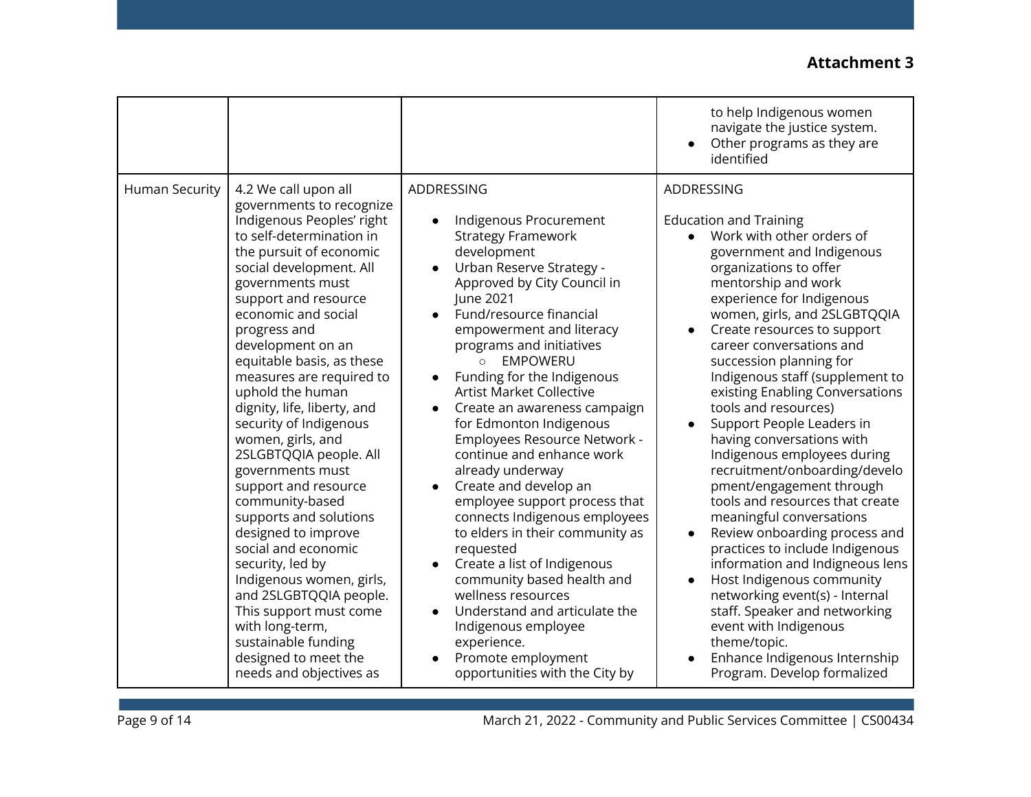**Attachment 3**

| | | | |
|---|---|---|---|
| | | | to help Indigenous women navigate the justice system.<br>• Other programs as they are identified |
| Human Security | 4.2 We call upon all governments to recognize Indigenous Peoples' right to self-determination in the pursuit of economic social development. All governments must support and resource economic and social progress and development on an equitable basis, as these measures are required to uphold the human dignity, life, liberty, and security of Indigenous women, girls, and 2SLGBTQQIA people. All governments must support and resource community-based supports and solutions designed to improve social and economic security, led by Indigenous women, girls, and 2SLGBTQQIA people. This support must come with long-term, sustainable funding designed to meet the needs and objectives as | ADDRESSING<br><br>• Indigenous Procurement Strategy Framework development<br>• Urban Reserve Strategy - Approved by City Council in June 2021<br>• Fund/resource financial empowerment and literacy programs and initiatives<br>&nbsp;&nbsp;&nbsp;&nbsp;○ EMPOWERU<br>• Funding for the Indigenous Artist Market Collective<br>• Create an awareness campaign for Edmonton Indigenous Employees Resource Network - continue and enhance work already underway<br>• Create and develop an employee support process that connects Indigenous employees to elders in their community as requested<br>• Create a list of Indigenous community based health and wellness resources<br>• Understand and articulate the Indigenous employee experience.<br>• Promote employment opportunities with the City by | ADDRESSING<br><br>Education and Training<br>• Work with other orders of government and Indigenous organizations to offer mentorship and work experience for Indigenous women, girls, and 2SLGBTQQIA<br>• Create resources to support career conversations and succession planning for Indigenous staff (supplement to existing Enabling Conversations tools and resources)<br>• Support People Leaders in having conversations with Indigenous employees during recruitment/onboarding/development/engagement through tools and resources that create meaningful conversations<br>• Review onboarding process and practices to include Indigenous information and Indigneous lens<br>• Host Indigenous community networking event(s) - Internal staff. Speaker and networking event with Indigenous theme/topic.<br>• Enhance Indigenous Internship Program. Develop formalized |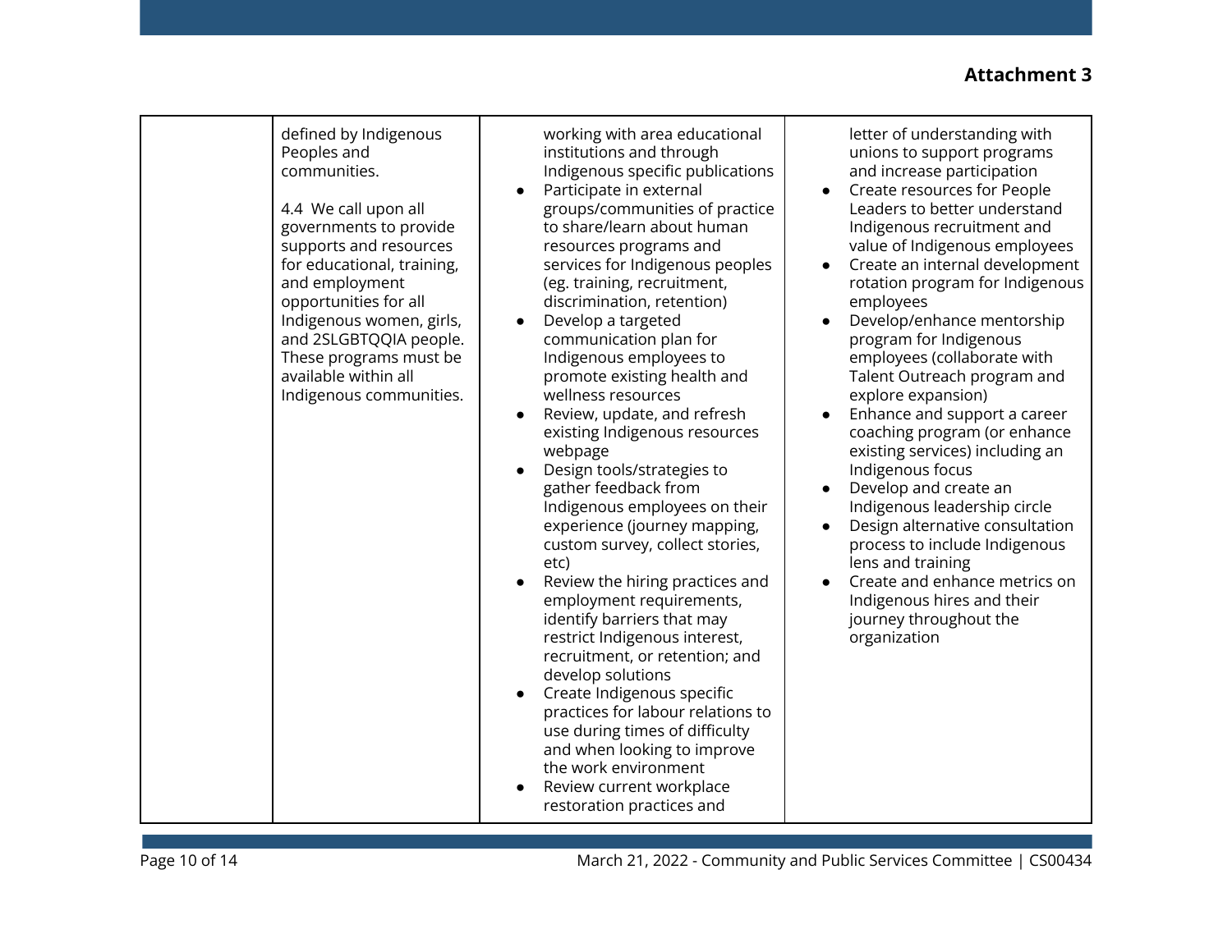**Attachment 3**

| | | | |
|---|---|---|---|
| | defined by Indigenous Peoples and communities.<br><br>4.4 We call upon all governments to provide supports and resources for educational, training, and employment opportunities for all Indigenous women, girls, and 2SLGBTQQIA people. These programs must be available within all Indigenous communities. | working with area educational institutions and through Indigenous specific publications<br>• Participate in external groups/communities of practice to share/learn about human resources programs and services for Indigenous peoples (eg. training, recruitment, discrimination, retention)<br>• Develop a targeted communication plan for Indigenous employees to promote existing health and wellness resources<br>• Review, update, and refresh existing Indigenous resources webpage<br>• Design tools/strategies to gather feedback from Indigenous employees on their experience (journey mapping, custom survey, collect stories, etc)<br>• Review the hiring practices and employment requirements, identify barriers that may restrict Indigenous interest, recruitment, or retention; and develop solutions<br>• Create Indigenous specific practices for labour relations to use during times of difficulty and when looking to improve the work environment<br>• Review current workplace restoration practices and | letter of understanding with unions to support programs and increase participation<br>• Create resources for People Leaders to better understand Indigenous recruitment and value of Indigenous employees<br>• Create an internal development rotation program for Indigenous employees<br>• Develop/enhance mentorship program for Indigenous employees (collaborate with Talent Outreach program and explore expansion)<br>• Enhance and support a career coaching program (or enhance existing services) including an Indigenous focus<br>• Develop and create an Indigenous leadership circle<br>• Design alternative consultation process to include Indigenous lens and training<br>• Create and enhance metrics on Indigenous hires and their journey throughout the organization |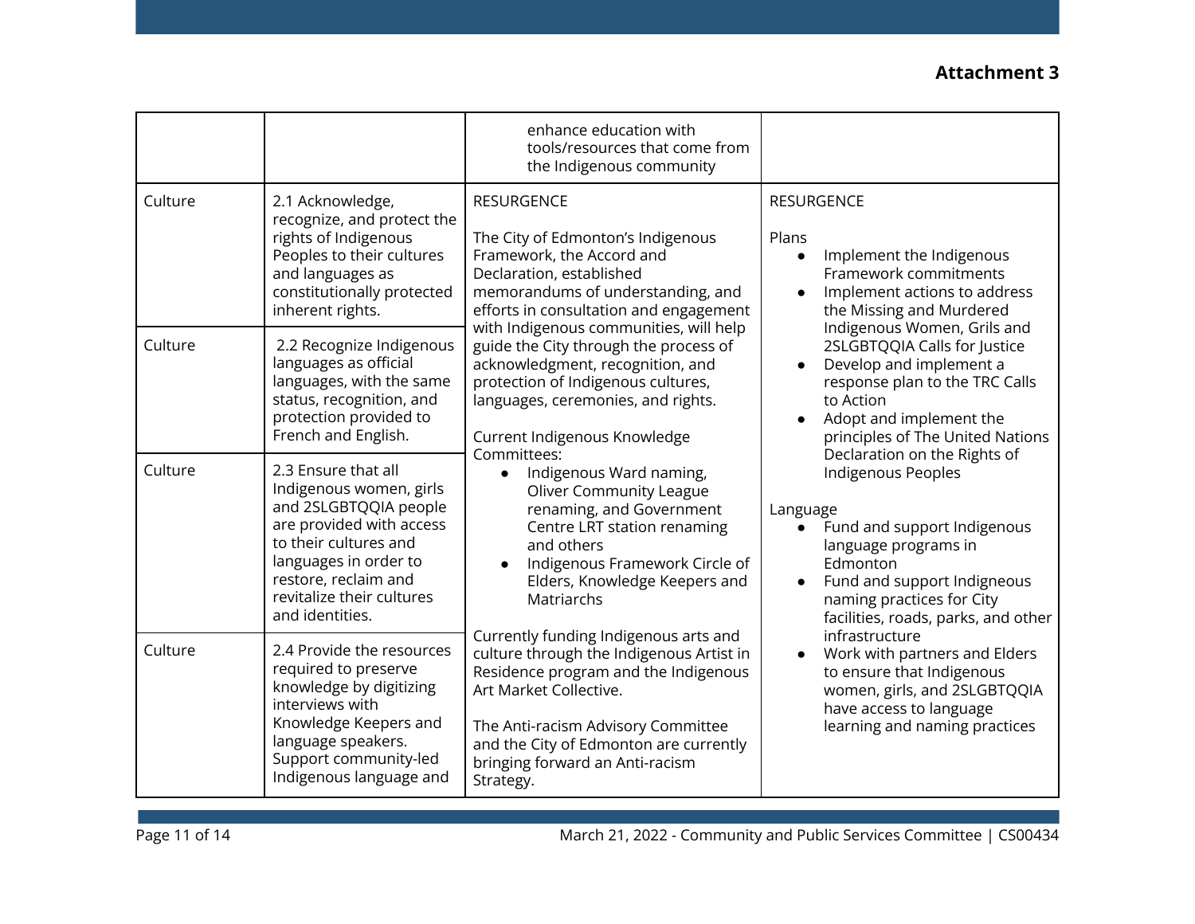**Attachment 3**

| | | | |
|---|---|---|---|
| | | enhance education with tools/resources that come from the Indigenous community | |
| Culture | 2.1 Acknowledge, recognize, and protect the rights of Indigenous Peoples to their cultures and languages as constitutionally protected inherent rights. | RESURGENCE<br><br>The City of Edmonton's Indigenous Framework, the Accord and Declaration, established memorandums of understanding, and efforts in consultation and engagement with Indigenous communities, will help guide the City through the process of acknowledgment, recognition, and protection of Indigenous cultures, languages, ceremonies, and rights.<br><br>Current Indigenous Knowledge Committees:<br>• Indigenous Ward naming, Oliver Community League renaming, and Government Centre LRT station renaming and others<br>• Indigenous Framework Circle of Elders, Knowledge Keepers and Matriarchs<br><br>Currently funding Indigenous arts and culture through the Indigenous Artist in Residence program and the Indigenous Art Market Collective.<br><br>The Anti-racism Advisory Committee and the City of Edmonton are currently bringing forward an Anti-racism Strategy. | RESURGENCE<br><br>Plans<br>• Implement the Indigenous Framework commitments<br>• Implement actions to address the Missing and Murdered Indigenous Women, Grils and 2SLGBTQQIA Calls for Justice<br>• Develop and implement a response plan to the TRC Calls to Action<br>• Adopt and implement the principles of The United Nations Declaration on the Rights of Indigenous Peoples<br><br>Language<br>• Fund and support Indigenous language programs in Edmonton<br>• Fund and support Indigneous naming practices for City facilities, roads, parks, and other infrastructure<br>• Work with partners and Elders to ensure that Indigenous women, girls, and 2SLGBTQQIA have access to language learning and naming practices |
| Culture | 2.2 Recognize Indigenous languages as official languages, with the same status, recognition, and protection provided to French and English. | | |
| Culture | 2.3 Ensure that all Indigenous women, girls and 2SLGBTQQIA people are provided with access to their cultures and languages in order to restore, reclaim and revitalize their cultures and identities. | | |
| Culture | 2.4 Provide the resources required to preserve knowledge by digitizing interviews with Knowledge Keepers and language speakers. Support community-led Indigenous language and | | |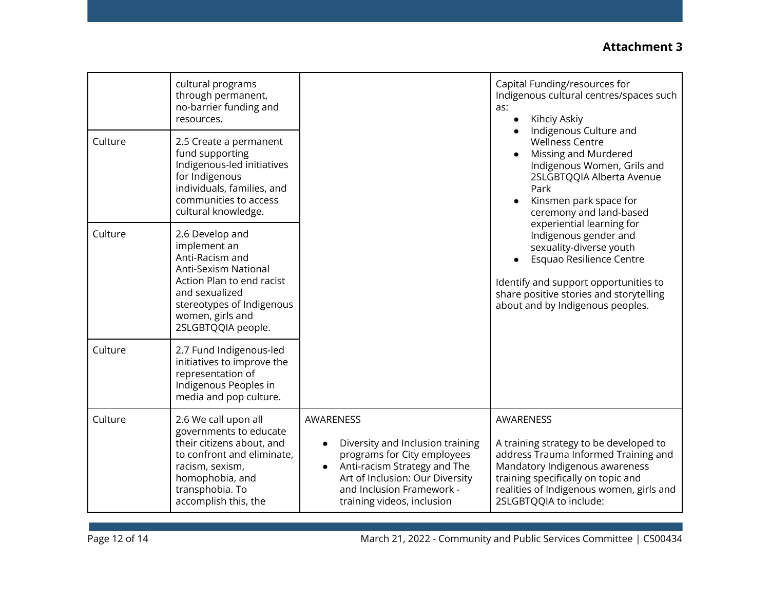**Attachment 3**

| | | | |
|---|---|---|---|
| | cultural programs through permanent, no-barrier funding and resources. | | Capital Funding/resources for Indigenous cultural centres/spaces such as:<br>• Kihciy Askiy<br>• Indigenous Culture and Wellness Centre<br>• Missing and Murdered Indigenous Women, Grils and 2SLGBTQQIA Alberta Avenue Park<br>• Kinsmen park space for ceremony and land-based experiential learning for Indigenous gender and sexuality-diverse youth<br>• Esquao Resilience Centre<br><br>Identify and support opportunities to share positive stories and storytelling about and by Indigenous peoples. |
| Culture | 2.5 Create a permanent fund supporting Indigenous-led initiatives for Indigenous individuals, families, and communities to access cultural knowledge. | | |
| Culture | 2.6 Develop and implement an Anti-Racism and Anti-Sexism National Action Plan to end racist and sexualized stereotypes of Indigenous women, girls and 2SLGBTQQIA people. | | |
| Culture | 2.7 Fund Indigenous-led initiatives to improve the representation of Indigenous Peoples in media and pop culture. | | |
| Culture | 2.6 We call upon all governments to educate their citizens about, and to confront and eliminate, racism, sexism, homophobia, and transphobia. To accomplish this, the | AWARENESS<br><br>• Diversity and Inclusion training programs for City employees<br>• Anti-racism Strategy and The Art of Inclusion: Our Diversity and Inclusion Framework - training videos, inclusion | AWARENESS<br><br>A training strategy to be developed to address Trauma Informed Training and Mandatory Indigenous awareness training specifically on topic and realities of Indigenous women, girls and 2SLGBTQQIA to include: |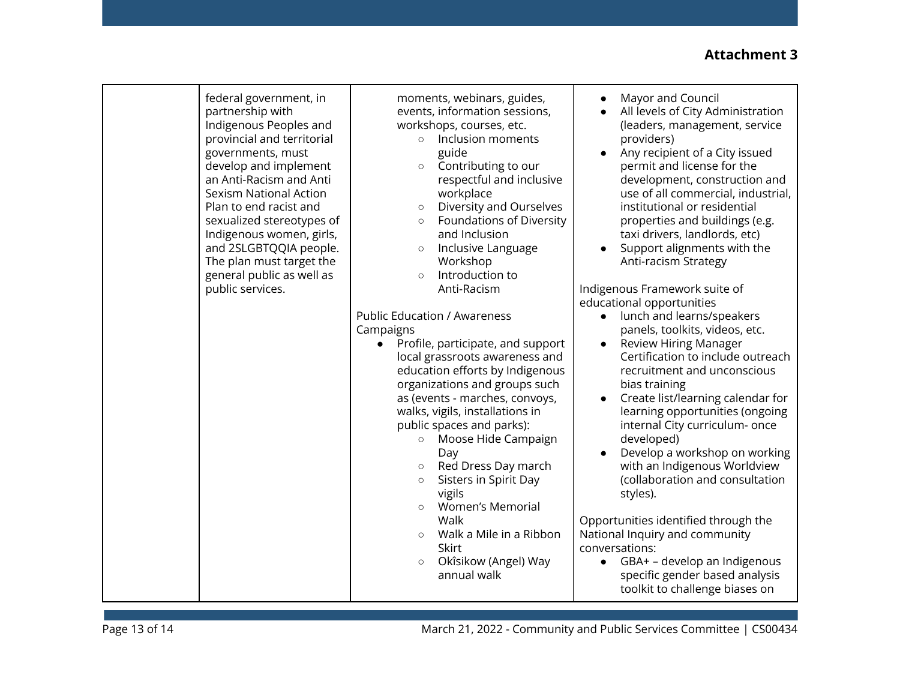**Attachment 3**

| | | | |
|---|---|---|---|
| | federal government, in partnership with Indigenous Peoples and provincial and territorial governments, must develop and implement an Anti-Racism and Anti Sexism National Action Plan to end racist and sexualized stereotypes of Indigenous women, girls, and 2SLGBTQQIA people. The plan must target the general public as well as public services. | moments, webinars, guides, events, information sessions, workshops, courses, etc.<br>◦ Inclusion moments guide<br>◦ Contributing to our respectful and inclusive workplace<br>◦ Diversity and Ourselves<br>◦ Foundations of Diversity and Inclusion<br>◦ Inclusive Language Workshop<br>◦ Introduction to Anti-Racism<br><br>Public Education / Awareness Campaigns<br>• Profile, participate, and support local grassroots awareness and education efforts by Indigenous organizations and groups such as (events - marches, convoys, walks, vigils, installations in public spaces and parks):<br>◦ Moose Hide Campaign Day<br>◦ Red Dress Day march<br>◦ Sisters in Spirit Day vigils<br>◦ Women's Memorial Walk<br>◦ Walk a Mile in a Ribbon Skirt<br>◦ Okîsikow (Angel) Way annual walk | • Mayor and Council<br>• All levels of City Administration (leaders, management, service providers)<br>• Any recipient of a City issued permit and license for the development, construction and use of all commercial, industrial, institutional or residential properties and buildings (e.g. taxi drivers, landlords, etc)<br>• Support alignments with the Anti-racism Strategy<br><br>Indigenous Framework suite of educational opportunities<br>• lunch and learns/speakers panels, toolkits, videos, etc.<br>• Review Hiring Manager Certification to include outreach recruitment and unconscious bias training<br>• Create list/learning calendar for learning opportunities (ongoing internal City curriculum- once developed)<br>• Develop a workshop on working with an Indigenous Worldview (collaboration and consultation styles).<br><br>Opportunities identified through the National Inquiry and community conversations:<br>• GBA+ – develop an Indigenous specific gender based analysis toolkit to challenge biases on |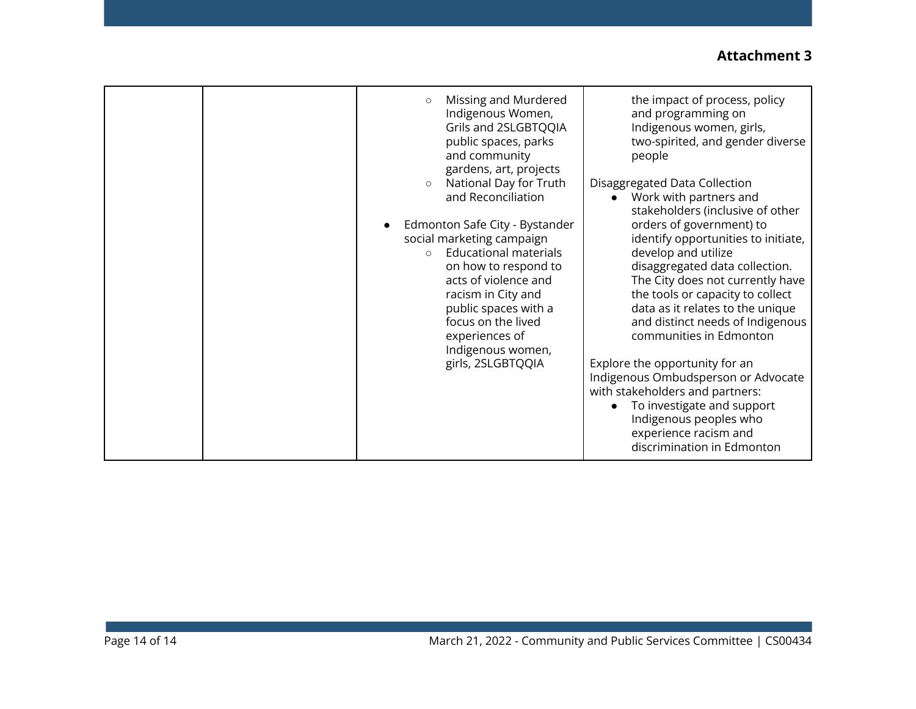Attachment 3

| | | | |
|---|---|---|---|
| | | ○ Missing and Murdered Indigenous Women, Grils and 2SLGBTQQIA public spaces, parks and community gardens, art, projects<br>○ National Day for Truth and Reconciliation<br><br>● Edmonton Safe City - Bystander social marketing campaign<br>○ Educational materials on how to respond to acts of violence and racism in City and public spaces with a focus on the lived experiences of Indigenous women, girls, 2SLGBTQQIA | the impact of process, policy and programming on Indigenous women, girls, two-spirited, and gender diverse people<br><br>Disaggregated Data Collection<br>● Work with partners and stakeholders (inclusive of other orders of government) to identify opportunities to initiate, develop and utilize disaggregated data collection. The City does not currently have the tools or capacity to collect data as it relates to the unique and distinct needs of Indigenous communities in Edmonton<br><br>Explore the opportunity for an Indigenous Ombudsperson or Advocate with stakeholders and partners:<br>● To investigate and support Indigenous peoples who experience racism and discrimination in Edmonton |